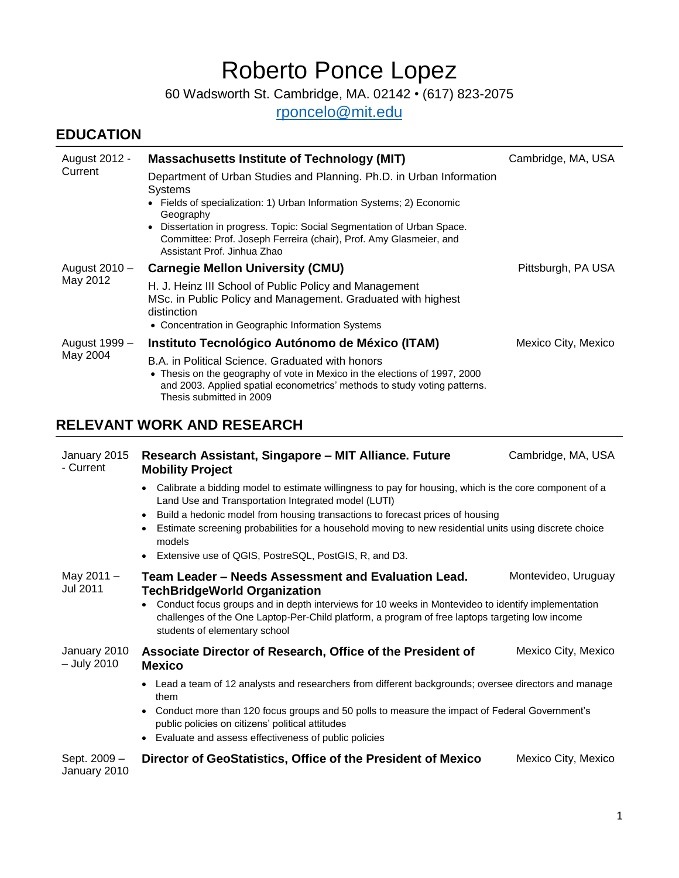# Roberto Ponce Lopez

60 Wadsworth St. Cambridge, MA. 02142 • (617) 823-2075

rponcelo@mit.edu

## EDUCATION

**August 2012 - Current** | **Massachusetts Institute of Technology (MIT)** | Cambridge, MA, USA

Department of Urban Studies and Planning. Ph.D. in Urban Information Systems

- Fields of specialization: 1) Urban Information Systems; 2) Economic Geography
- Dissertation in progress. Topic: Social Segmentation of Urban Space. Committee: Prof. Joseph Ferreira (chair), Prof. Amy Glasmeier, and Assistant Prof. Jinhua Zhao

**August 2010 – May 2012** | **Carnegie Mellon University (CMU)** | Pittsburgh, PA USA

H. J. Heinz III School of Public Policy and Management
MSc. in Public Policy and Management. Graduated with highest distinction

- Concentration in Geographic Information Systems

**August 1999 – May 2004** | **Instituto Tecnológico Autónomo de México (ITAM)** | Mexico City, Mexico

B.A. in Political Science. Graduated with honors

- Thesis on the geography of vote in Mexico in the elections of 1997, 2000 and 2003. Applied spatial econometrics' methods to study voting patterns. Thesis submitted in 2009

## RELEVANT WORK AND RESEARCH

**January 2015 - Current** | **Research Assistant, Singapore – MIT Alliance. Future Mobility Project** | Cambridge, MA, USA

- Calibrate a bidding model to estimate willingness to pay for housing, which is the core component of a Land Use and Transportation Integrated model (LUTI)
- Build a hedonic model from housing transactions to forecast prices of housing
- Estimate screening probabilities for a household moving to new residential units using discrete choice models
- Extensive use of QGIS, PostreSQL, PostGIS, R, and D3.

**May 2011 – Jul 2011** | **Team Leader – Needs Assessment and Evaluation Lead. TechBridgeWorld Organization** | Montevideo, Uruguay

- Conduct focus groups and in depth interviews for 10 weeks in Montevideo to identify implementation challenges of the One Laptop-Per-Child platform, a program of free laptops targeting low income students of elementary school

**January 2010 – July 2010** | **Associate Director of Research, Office of the President of Mexico** | Mexico City, Mexico

- Lead a team of 12 analysts and researchers from different backgrounds; oversee directors and manage them
- Conduct more than 120 focus groups and 50 polls to measure the impact of Federal Government's public policies on citizens' political attitudes
- Evaluate and assess effectiveness of public policies

**Sept. 2009 – January 2010** | **Director of GeoStatistics, Office of the President of Mexico** | Mexico City, Mexico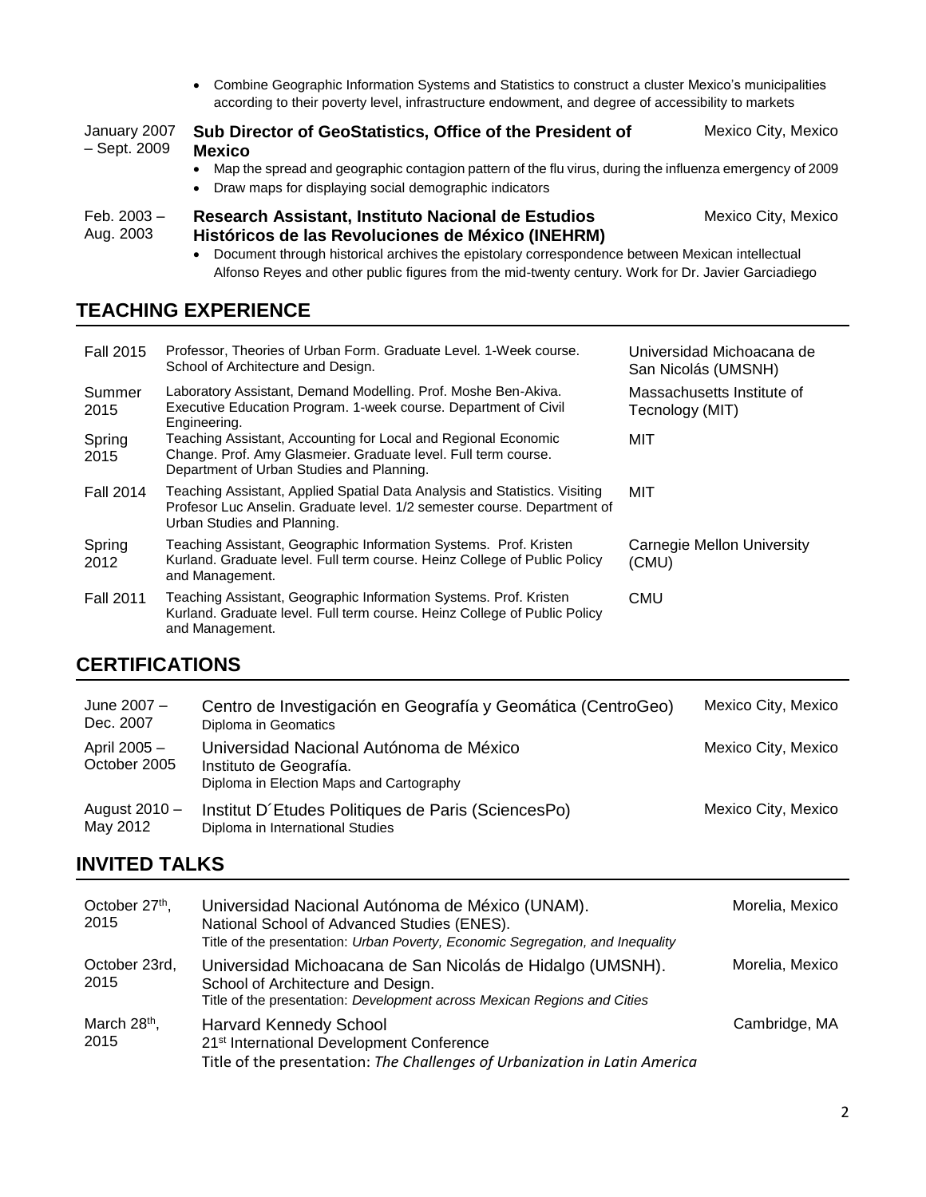- Combine Geographic Information Systems and Statistics to construct a cluster Mexico's municipalities according to their poverty level, infrastructure endowment, and degree of accessibility to markets

January 2007 – Sept. 2009 **Sub Director of GeoStatistics, Office of the President of Mexico** Mexico City, Mexico

- Map the spread and geographic contagion pattern of the flu virus, during the influenza emergency of 2009
- Draw maps for displaying social demographic indicators

Feb. 2003 – Aug. 2003 **Research Assistant, Instituto Nacional de Estudios Históricos de las Revoluciones de México (INEHRM)** Mexico City, Mexico

- Document through historical archives the epistolary correspondence between Mexican intellectual Alfonso Reyes and other public figures from the mid-twenty century. Work for Dr. Javier Garciadiego

## TEACHING EXPERIENCE

| | | |
|---|---|---|
| Fall 2015 | Professor, Theories of Urban Form. Graduate Level. 1-Week course. School of Architecture and Design. | Universidad Michoacana de San Nicolás (UMSNH) |
| Summer 2015 | Laboratory Assistant, Demand Modelling. Prof. Moshe Ben-Akiva. Executive Education Program. 1-week course. Department of Civil Engineering. | Massachusetts Institute of Tecnology (MIT) |
| Spring 2015 | Teaching Assistant, Accounting for Local and Regional Economic Change. Prof. Amy Glasmeier. Graduate level. Full term course. Department of Urban Studies and Planning. | MIT |
| Fall 2014 | Teaching Assistant, Applied Spatial Data Analysis and Statistics. Visiting Profesor Luc Anselin. Graduate level. 1/2 semester course. Department of Urban Studies and Planning. | MIT |
| Spring 2012 | Teaching Assistant, Geographic Information Systems. Prof. Kristen Kurland. Graduate level. Full term course. Heinz College of Public Policy and Management. | Carnegie Mellon University (CMU) |
| Fall 2011 | Teaching Assistant, Geographic Information Systems. Prof. Kristen Kurland. Graduate level. Full term course. Heinz College of Public Policy and Management. | CMU |

## CERTIFICATIONS

| | | |
|---|---|---|
| June 2007 – Dec. 2007 | Centro de Investigación en Geografía y Geomática (CentroGeo)<br>Diploma in Geomatics | Mexico City, Mexico |
| April 2005 – October 2005 | Universidad Nacional Autónoma de México<br>Instituto de Geografía.<br>Diploma in Election Maps and Cartography | Mexico City, Mexico |
| August 2010 – May 2012 | Institut D´Etudes Politiques de Paris (SciencesPo)<br>Diploma in International Studies | Mexico City, Mexico |

## INVITED TALKS

| | | |
|---|---|---|
| October 27th, 2015 | Universidad Nacional Autónoma de México (UNAM).<br>National School of Advanced Studies (ENES).<br>Title of the presentation: *Urban Poverty, Economic Segregation, and Inequality* | Morelia, Mexico |
| October 23rd, 2015 | Universidad Michoacana de San Nicolás de Hidalgo (UMSNH).<br>School of Architecture and Design.<br>Title of the presentation: *Development across Mexican Regions and Cities* | Morelia, Mexico |
| March 28th, 2015 | Harvard Kennedy School<br>21st International Development Conference<br>Title of the presentation: *The Challenges of Urbanization in Latin America* | Cambridge, MA |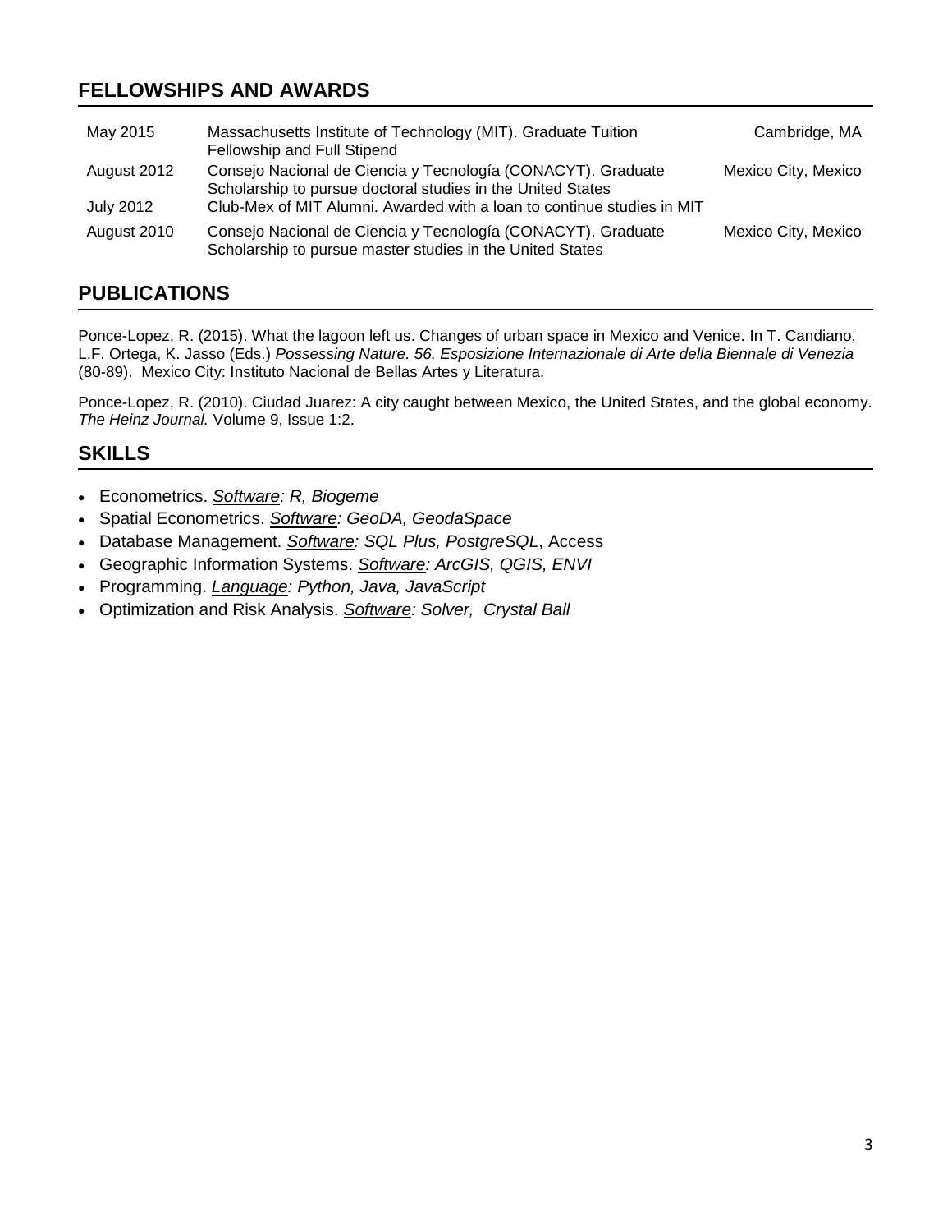## FELLOWSHIPS AND AWARDS

| | | |
|---|---|---|
| May 2015 | Massachusetts Institute of Technology (MIT). Graduate Tuition Fellowship and Full Stipend | Cambridge, MA |
| August 2012 | Consejo Nacional de Ciencia y Tecnología (CONACYT). Graduate Scholarship to pursue doctoral studies in the United States | Mexico City, Mexico |
| July 2012 | Club-Mex of MIT Alumni. Awarded with a loan to continue studies in MIT | |
| August 2010 | Consejo Nacional de Ciencia y Tecnología (CONACYT). Graduate Scholarship to pursue master studies in the United States | Mexico City, Mexico |

## PUBLICATIONS

Ponce-Lopez, R. (2015). What the lagoon left us. Changes of urban space in Mexico and Venice. In T. Candiano, L.F. Ortega, K. Jasso (Eds.) *Possessing Nature. 56. Esposizione Internazionale di Arte della Biennale di Venezia* (80-89). Mexico City: Instituto Nacional de Bellas Artes y Literatura.

Ponce-Lopez, R. (2010). Ciudad Juarez: A city caught between Mexico, the United States, and the global economy. *The Heinz Journal.* Volume 9, Issue 1:2.

## SKILLS

- Econometrics. *Software: R, Biogeme*
- Spatial Econometrics. *Software: GeoDA, GeodaSpace*
- Database Management. *Software: SQL Plus, PostgreSQL*, Access
- Geographic Information Systems. *Software: ArcGIS, QGIS, ENVI*
- Programming. *Language: Python, Java, JavaScript*
- Optimization and Risk Analysis. *Software: Solver, Crystal Ball*